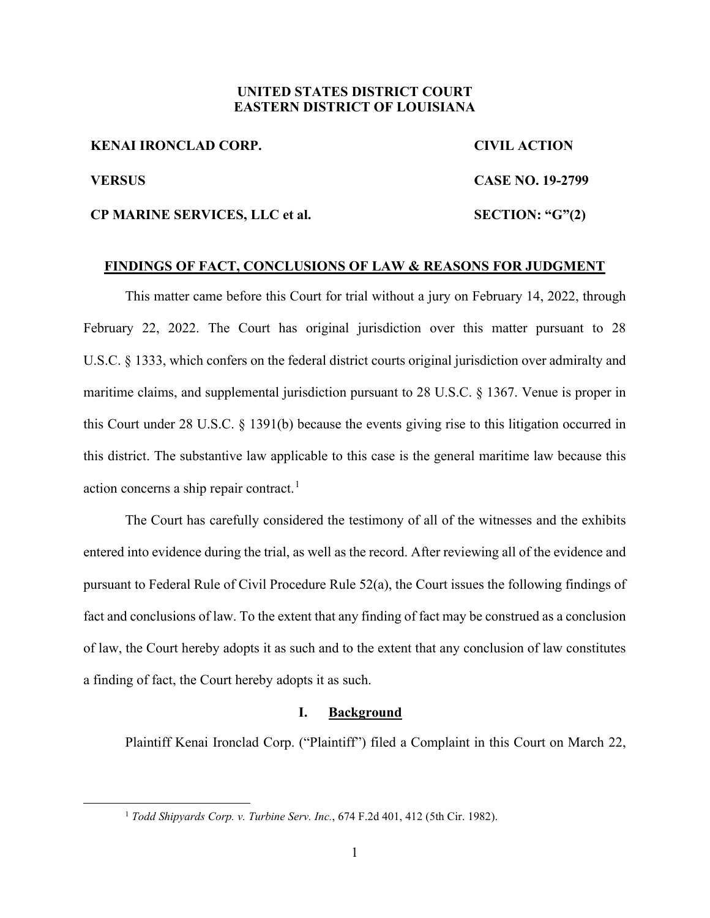**UNITED STATES DISTRICT COURT**
**EASTERN DISTRICT OF LOUISIANA**

| | |
|---|---|
| **KENAI IRONCLAD CORP.** | **CIVIL ACTION** |
| **VERSUS** | **CASE NO. 19-2799** |
| **CP MARINE SERVICES, LLC et al.** | **SECTION: "G"(2)** |

**FINDINGS OF FACT, CONCLUSIONS OF LAW & REASONS FOR JUDGMENT**

This matter came before this Court for trial without a jury on February 14, 2022, through February 22, 2022. The Court has original jurisdiction over this matter pursuant to 28 U.S.C. § 1333, which confers on the federal district courts original jurisdiction over admiralty and maritime claims, and supplemental jurisdiction pursuant to 28 U.S.C. § 1367. Venue is proper in this Court under 28 U.S.C. § 1391(b) because the events giving rise to this litigation occurred in this district. The substantive law applicable to this case is the general maritime law because this action concerns a ship repair contract.[1]

The Court has carefully considered the testimony of all of the witnesses and the exhibits entered into evidence during the trial, as well as the record. After reviewing all of the evidence and pursuant to Federal Rule of Civil Procedure Rule 52(a), the Court issues the following findings of fact and conclusions of law. To the extent that any finding of fact may be construed as a conclusion of law, the Court hereby adopts it as such and to the extent that any conclusion of law constitutes a finding of fact, the Court hereby adopts it as such.

## I. Background

Plaintiff Kenai Ironclad Corp. ("Plaintiff") filed a Complaint in this Court on March 22,

[1] *Todd Shipyards Corp. v. Turbine Serv. Inc.*, 674 F.2d 401, 412 (5th Cir. 1982).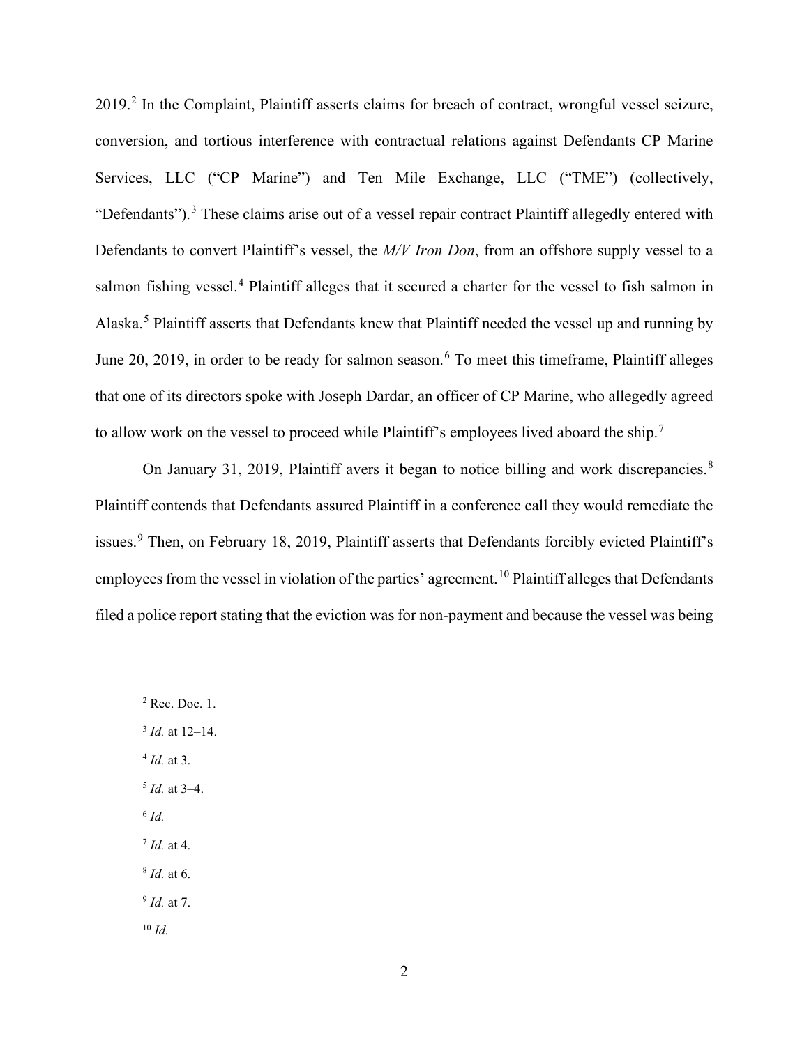2019.[2] In the Complaint, Plaintiff asserts claims for breach of contract, wrongful vessel seizure, conversion, and tortious interference with contractual relations against Defendants CP Marine Services, LLC ("CP Marine") and Ten Mile Exchange, LLC ("TME") (collectively, "Defendants").[3] These claims arise out of a vessel repair contract Plaintiff allegedly entered with Defendants to convert Plaintiff's vessel, the *M/V Iron Don*, from an offshore supply vessel to a salmon fishing vessel.[4] Plaintiff alleges that it secured a charter for the vessel to fish salmon in Alaska.[5] Plaintiff asserts that Defendants knew that Plaintiff needed the vessel up and running by June 20, 2019, in order to be ready for salmon season.[6] To meet this timeframe, Plaintiff alleges that one of its directors spoke with Joseph Dardar, an officer of CP Marine, who allegedly agreed to allow work on the vessel to proceed while Plaintiff's employees lived aboard the ship.[7]

On January 31, 2019, Plaintiff avers it began to notice billing and work discrepancies.[8] Plaintiff contends that Defendants assured Plaintiff in a conference call they would remediate the issues.[9] Then, on February 18, 2019, Plaintiff asserts that Defendants forcibly evicted Plaintiff's employees from the vessel in violation of the parties' agreement.[10] Plaintiff alleges that Defendants filed a police report stating that the eviction was for non-payment and because the vessel was being

---

[2] Rec. Doc. 1.

[3] *Id.* at 12–14.

[4] *Id.* at 3.

[5] *Id.* at 3–4.

[6] *Id.*

[7] *Id.* at 4.

[8] *Id.* at 6.

[9] *Id.* at 7.

[10] *Id.*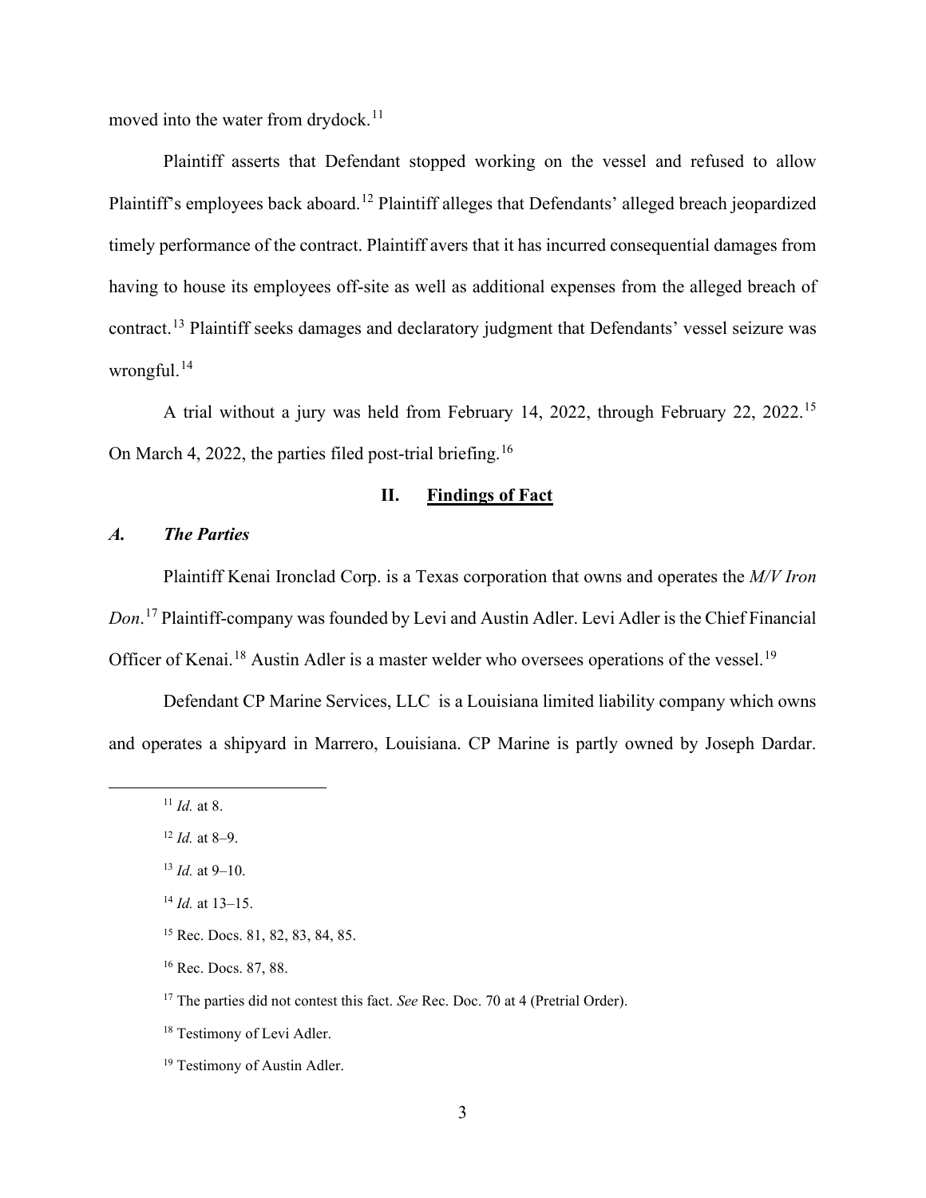moved into the water from drydock.[11]

Plaintiff asserts that Defendant stopped working on the vessel and refused to allow Plaintiff's employees back aboard.[12] Plaintiff alleges that Defendants' alleged breach jeopardized timely performance of the contract. Plaintiff avers that it has incurred consequential damages from having to house its employees off-site as well as additional expenses from the alleged breach of contract.[13] Plaintiff seeks damages and declaratory judgment that Defendants' vessel seizure was wrongful.[14]

A trial without a jury was held from February 14, 2022, through February 22, 2022.[15] On March 4, 2022, the parties filed post-trial briefing.[16]

## II. Findings of Fact

### *A. The Parties*

Plaintiff Kenai Ironclad Corp. is a Texas corporation that owns and operates the *M/V Iron Don*.[17] Plaintiff-company was founded by Levi and Austin Adler. Levi Adler is the Chief Financial Officer of Kenai.[18] Austin Adler is a master welder who oversees operations of the vessel.[19]

Defendant CP Marine Services, LLC is a Louisiana limited liability company which owns and operates a shipyard in Marrero, Louisiana. CP Marine is partly owned by Joseph Dardar.

---

[11] *Id.* at 8.

[12] *Id.* at 8–9.

[13] *Id.* at 9–10.

[14] *Id.* at 13–15.

[15] Rec. Docs. 81, 82, 83, 84, 85.

[16] Rec. Docs. 87, 88.

[17] The parties did not contest this fact. *See* Rec. Doc. 70 at 4 (Pretrial Order).

[18] Testimony of Levi Adler.

[19] Testimony of Austin Adler.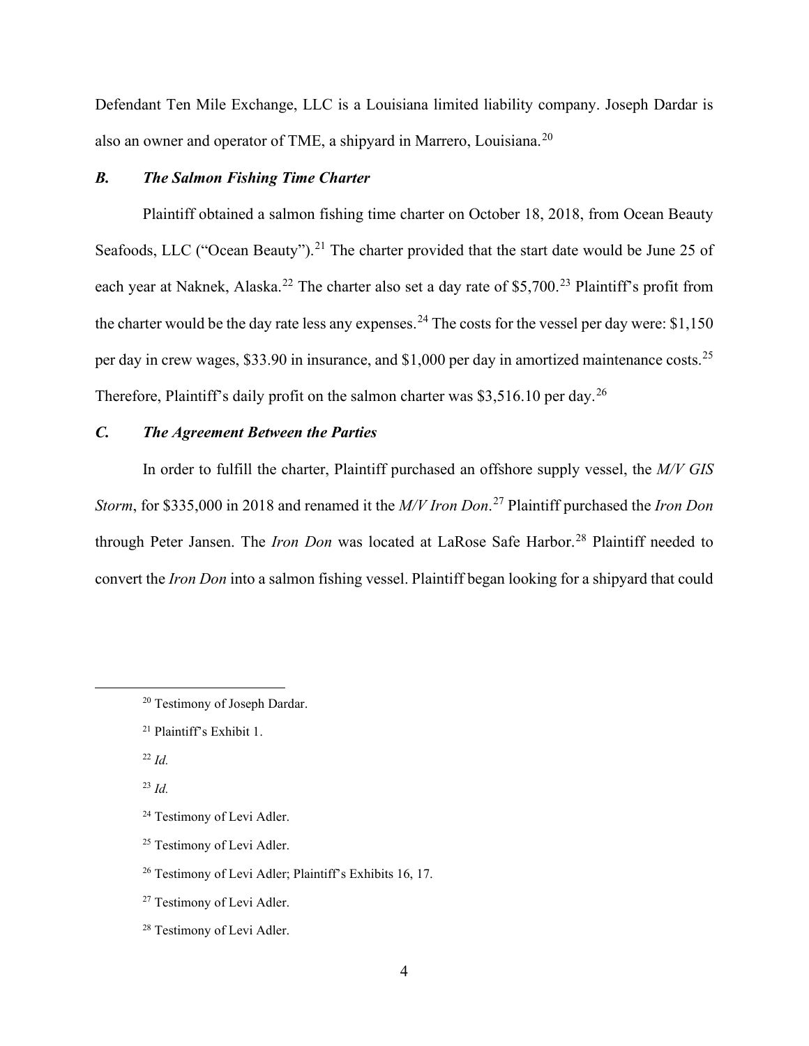Defendant Ten Mile Exchange, LLC is a Louisiana limited liability company. Joseph Dardar is also an owner and operator of TME, a shipyard in Marrero, Louisiana.[20]

### *B. The Salmon Fishing Time Charter*

Plaintiff obtained a salmon fishing time charter on October 18, 2018, from Ocean Beauty Seafoods, LLC ("Ocean Beauty").[21] The charter provided that the start date would be June 25 of each year at Naknek, Alaska.[22] The charter also set a day rate of $5,700.[23] Plaintiff's profit from the charter would be the day rate less any expenses.[24] The costs for the vessel per day were: $1,150 per day in crew wages, $33.90 in insurance, and $1,000 per day in amortized maintenance costs.[25] Therefore, Plaintiff's daily profit on the salmon charter was $3,516.10 per day.[26]

### *C. The Agreement Between the Parties*

In order to fulfill the charter, Plaintiff purchased an offshore supply vessel, the *M/V GIS Storm*, for $335,000 in 2018 and renamed it the *M/V Iron Don*.[27] Plaintiff purchased the *Iron Don* through Peter Jansen. The *Iron Don* was located at LaRose Safe Harbor.[28] Plaintiff needed to convert the *Iron Don* into a salmon fishing vessel. Plaintiff began looking for a shipyard that could

---

[20] Testimony of Joseph Dardar.

[21] Plaintiff's Exhibit 1.

[22] *Id.*

[23] *Id.*

[24] Testimony of Levi Adler.

[25] Testimony of Levi Adler.

[26] Testimony of Levi Adler; Plaintiff's Exhibits 16, 17.

[27] Testimony of Levi Adler.

[28] Testimony of Levi Adler.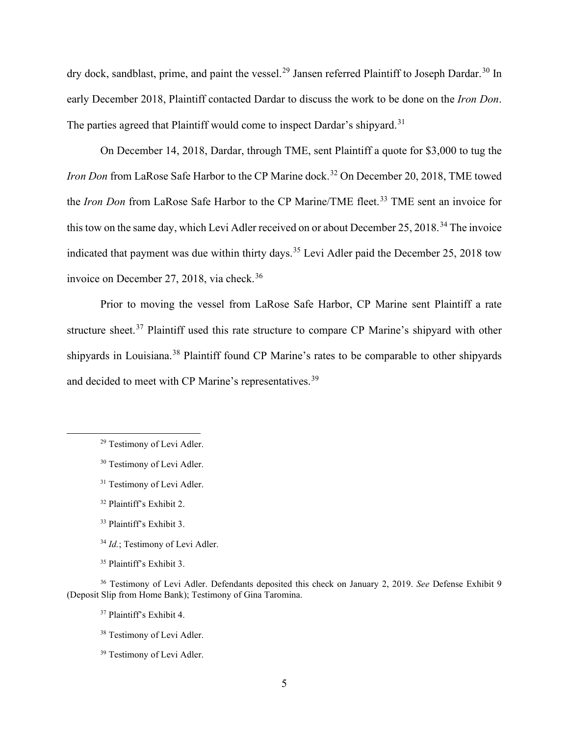dry dock, sandblast, prime, and paint the vessel.[29] Jansen referred Plaintiff to Joseph Dardar.[30] In early December 2018, Plaintiff contacted Dardar to discuss the work to be done on the *Iron Don*. The parties agreed that Plaintiff would come to inspect Dardar's shipyard.[31]

On December 14, 2018, Dardar, through TME, sent Plaintiff a quote for $3,000 to tug the *Iron Don* from LaRose Safe Harbor to the CP Marine dock.[32] On December 20, 2018, TME towed the *Iron Don* from LaRose Safe Harbor to the CP Marine/TME fleet.[33] TME sent an invoice for this tow on the same day, which Levi Adler received on or about December 25, 2018.[34] The invoice indicated that payment was due within thirty days.[35] Levi Adler paid the December 25, 2018 tow invoice on December 27, 2018, via check.[36]

Prior to moving the vessel from LaRose Safe Harbor, CP Marine sent Plaintiff a rate structure sheet.[37] Plaintiff used this rate structure to compare CP Marine's shipyard with other shipyards in Louisiana.[38] Plaintiff found CP Marine's rates to be comparable to other shipyards and decided to meet with CP Marine's representatives.[39]

---

[29] Testimony of Levi Adler.

[30] Testimony of Levi Adler.

[31] Testimony of Levi Adler.

[32] Plaintiff's Exhibit 2.

[33] Plaintiff's Exhibit 3.

[34] *Id.*; Testimony of Levi Adler.

[35] Plaintiff's Exhibit 3.

[36] Testimony of Levi Adler. Defendants deposited this check on January 2, 2019. *See* Defense Exhibit 9 (Deposit Slip from Home Bank); Testimony of Gina Taromina.

[37] Plaintiff's Exhibit 4.

[38] Testimony of Levi Adler.

[39] Testimony of Levi Adler.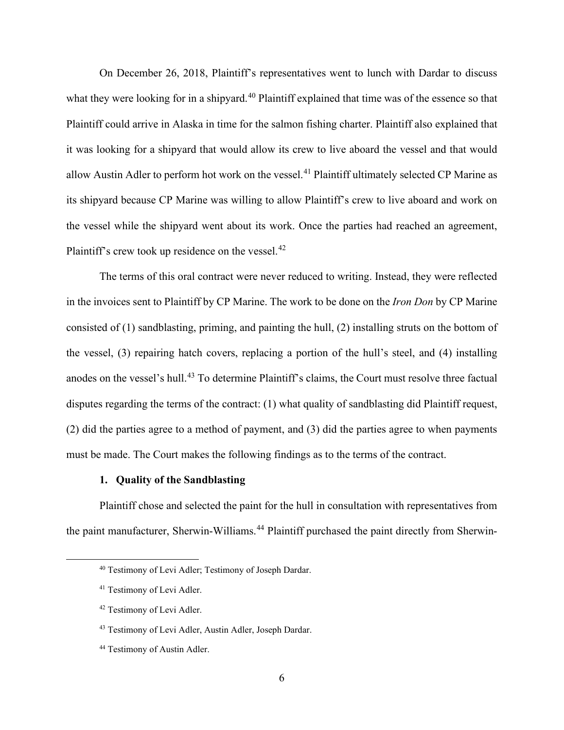On December 26, 2018, Plaintiff's representatives went to lunch with Dardar to discuss what they were looking for in a shipyard.[40] Plaintiff explained that time was of the essence so that Plaintiff could arrive in Alaska in time for the salmon fishing charter. Plaintiff also explained that it was looking for a shipyard that would allow its crew to live aboard the vessel and that would allow Austin Adler to perform hot work on the vessel.[41] Plaintiff ultimately selected CP Marine as its shipyard because CP Marine was willing to allow Plaintiff's crew to live aboard and work on the vessel while the shipyard went about its work. Once the parties had reached an agreement, Plaintiff's crew took up residence on the vessel.[42]

The terms of this oral contract were never reduced to writing. Instead, they were reflected in the invoices sent to Plaintiff by CP Marine. The work to be done on the *Iron Don* by CP Marine consisted of (1) sandblasting, priming, and painting the hull, (2) installing struts on the bottom of the vessel, (3) repairing hatch covers, replacing a portion of the hull's steel, and (4) installing anodes on the vessel's hull.[43] To determine Plaintiff's claims, the Court must resolve three factual disputes regarding the terms of the contract: (1) what quality of sandblasting did Plaintiff request, (2) did the parties agree to a method of payment, and (3) did the parties agree to when payments must be made. The Court makes the following findings as to the terms of the contract.

### 1. Quality of the Sandblasting

Plaintiff chose and selected the paint for the hull in consultation with representatives from the paint manufacturer, Sherwin-Williams.[44] Plaintiff purchased the paint directly from Sherwin-

---

[40] Testimony of Levi Adler; Testimony of Joseph Dardar.

[41] Testimony of Levi Adler.

[42] Testimony of Levi Adler.

[43] Testimony of Levi Adler, Austin Adler, Joseph Dardar.

[44] Testimony of Austin Adler.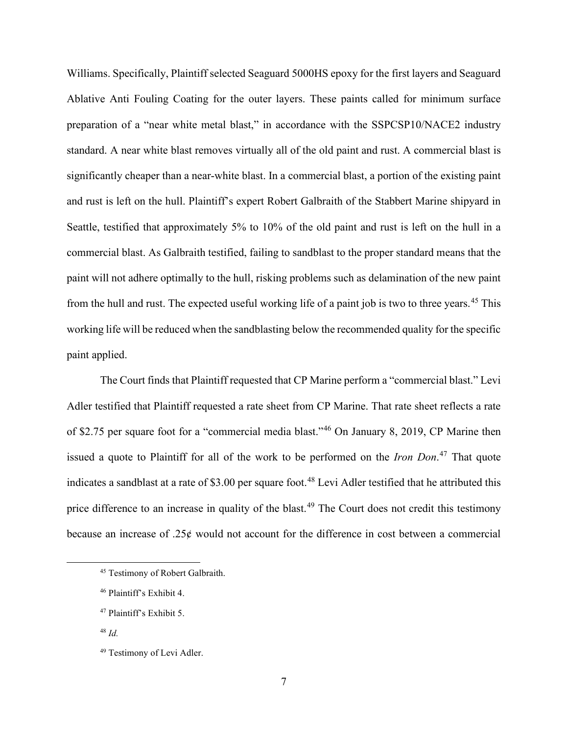Williams. Specifically, Plaintiff selected Seaguard 5000HS epoxy for the first layers and Seaguard Ablative Anti Fouling Coating for the outer layers. These paints called for minimum surface preparation of a "near white metal blast," in accordance with the SSPCSP10/NACE2 industry standard. A near white blast removes virtually all of the old paint and rust. A commercial blast is significantly cheaper than a near-white blast. In a commercial blast, a portion of the existing paint and rust is left on the hull. Plaintiff's expert Robert Galbraith of the Stabbert Marine shipyard in Seattle, testified that approximately 5% to 10% of the old paint and rust is left on the hull in a commercial blast. As Galbraith testified, failing to sandblast to the proper standard means that the paint will not adhere optimally to the hull, risking problems such as delamination of the new paint from the hull and rust. The expected useful working life of a paint job is two to three years.[45] This working life will be reduced when the sandblasting below the recommended quality for the specific paint applied.

The Court finds that Plaintiff requested that CP Marine perform a "commercial blast." Levi Adler testified that Plaintiff requested a rate sheet from CP Marine. That rate sheet reflects a rate of $2.75 per square foot for a "commercial media blast."[46] On January 8, 2019, CP Marine then issued a quote to Plaintiff for all of the work to be performed on the *Iron Don*.[47] That quote indicates a sandblast at a rate of $3.00 per square foot.[48] Levi Adler testified that he attributed this price difference to an increase in quality of the blast.[49] The Court does not credit this testimony because an increase of .25¢ would not account for the difference in cost between a commercial

---

[45] Testimony of Robert Galbraith.

[46] Plaintiff's Exhibit 4.

[47] Plaintiff's Exhibit 5.

[48] *Id.*

[49] Testimony of Levi Adler.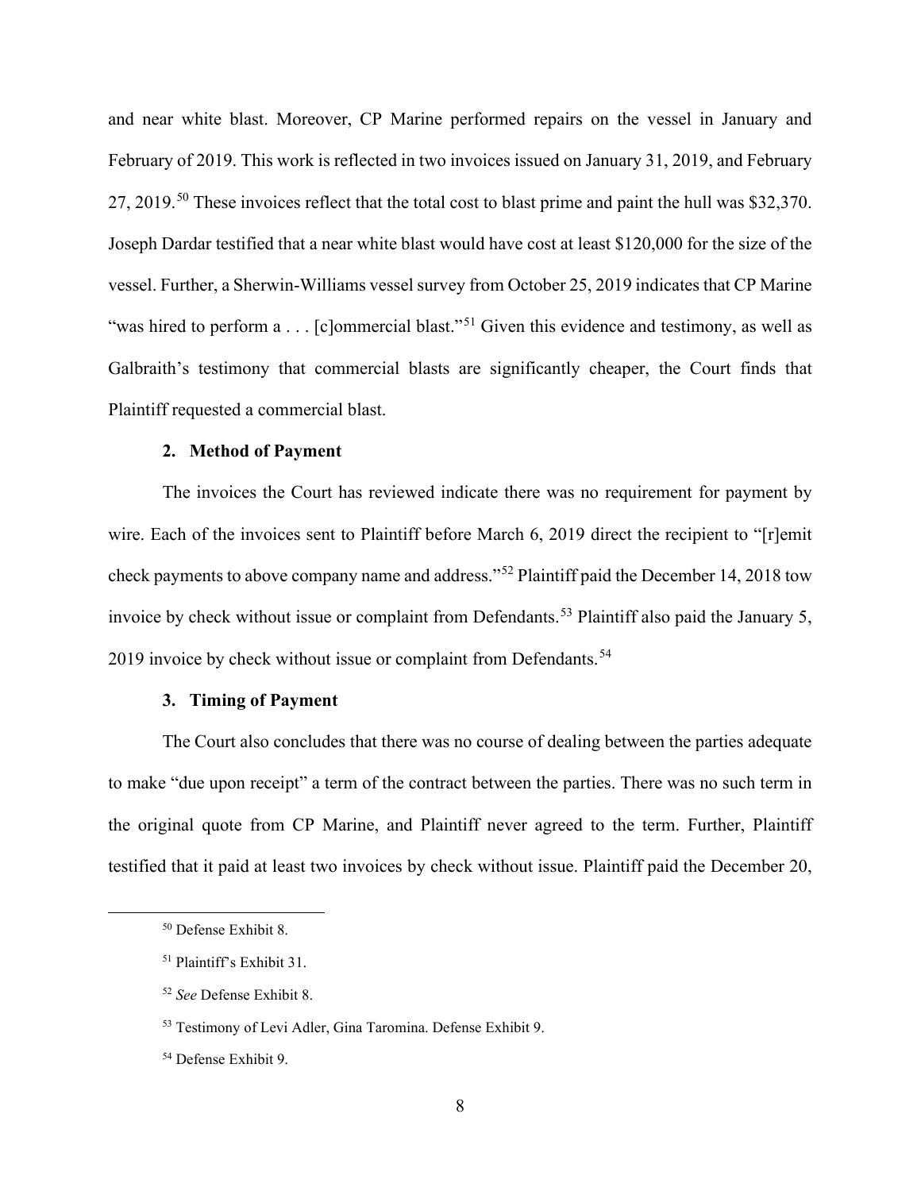and near white blast. Moreover, CP Marine performed repairs on the vessel in January and February of 2019. This work is reflected in two invoices issued on January 31, 2019, and February 27, 2019.[50] These invoices reflect that the total cost to blast prime and paint the hull was $32,370. Joseph Dardar testified that a near white blast would have cost at least $120,000 for the size of the vessel. Further, a Sherwin-Williams vessel survey from October 25, 2019 indicates that CP Marine "was hired to perform a . . . [c]ommercial blast."[51] Given this evidence and testimony, as well as Galbraith's testimony that commercial blasts are significantly cheaper, the Court finds that Plaintiff requested a commercial blast.

### 2. Method of Payment

The invoices the Court has reviewed indicate there was no requirement for payment by wire. Each of the invoices sent to Plaintiff before March 6, 2019 direct the recipient to "[r]emit check payments to above company name and address."[52] Plaintiff paid the December 14, 2018 tow invoice by check without issue or complaint from Defendants.[53] Plaintiff also paid the January 5, 2019 invoice by check without issue or complaint from Defendants.[54]

### 3. Timing of Payment

The Court also concludes that there was no course of dealing between the parties adequate to make "due upon receipt" a term of the contract between the parties. There was no such term in the original quote from CP Marine, and Plaintiff never agreed to the term. Further, Plaintiff testified that it paid at least two invoices by check without issue. Plaintiff paid the December 20,

---

[50] Defense Exhibit 8.

[51] Plaintiff's Exhibit 31.

[52] *See* Defense Exhibit 8.

[53] Testimony of Levi Adler, Gina Taromina. Defense Exhibit 9.

[54] Defense Exhibit 9.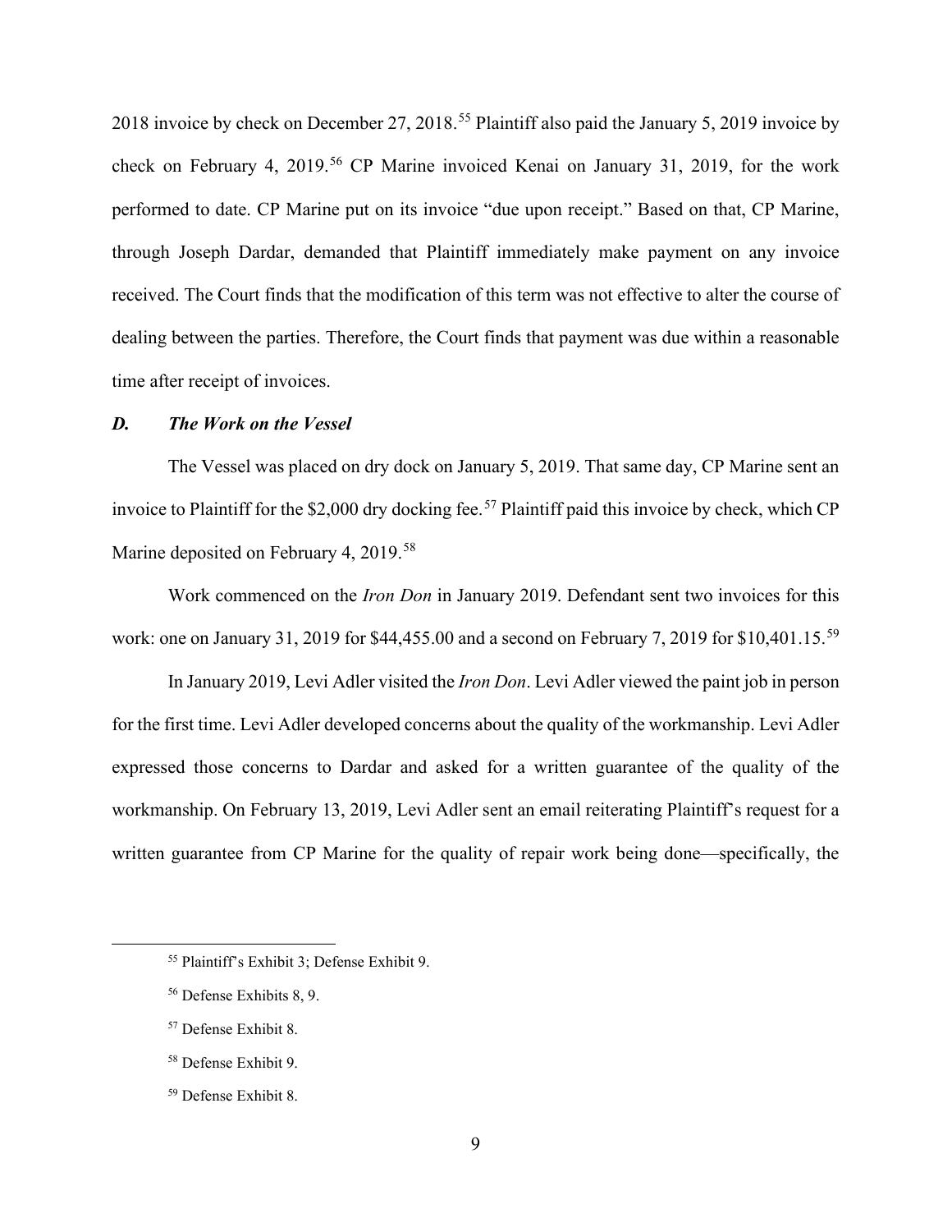2018 invoice by check on December 27, 2018.[55] Plaintiff also paid the January 5, 2019 invoice by check on February 4, 2019.[56] CP Marine invoiced Kenai on January 31, 2019, for the work performed to date. CP Marine put on its invoice "due upon receipt." Based on that, CP Marine, through Joseph Dardar, demanded that Plaintiff immediately make payment on any invoice received. The Court finds that the modification of this term was not effective to alter the course of dealing between the parties. Therefore, the Court finds that payment was due within a reasonable time after receipt of invoices.

### *D. The Work on the Vessel*

The Vessel was placed on dry dock on January 5, 2019. That same day, CP Marine sent an invoice to Plaintiff for the $2,000 dry docking fee.[57] Plaintiff paid this invoice by check, which CP Marine deposited on February 4, 2019.[58]

Work commenced on the *Iron Don* in January 2019. Defendant sent two invoices for this work: one on January 31, 2019 for $44,455.00 and a second on February 7, 2019 for $10,401.15.[59]

In January 2019, Levi Adler visited the *Iron Don*. Levi Adler viewed the paint job in person for the first time. Levi Adler developed concerns about the quality of the workmanship. Levi Adler expressed those concerns to Dardar and asked for a written guarantee of the quality of the workmanship. On February 13, 2019, Levi Adler sent an email reiterating Plaintiff's request for a written guarantee from CP Marine for the quality of repair work being done—specifically, the

---

[55] Plaintiff's Exhibit 3; Defense Exhibit 9.

[56] Defense Exhibits 8, 9.

[57] Defense Exhibit 8.

[58] Defense Exhibit 9.

[59] Defense Exhibit 8.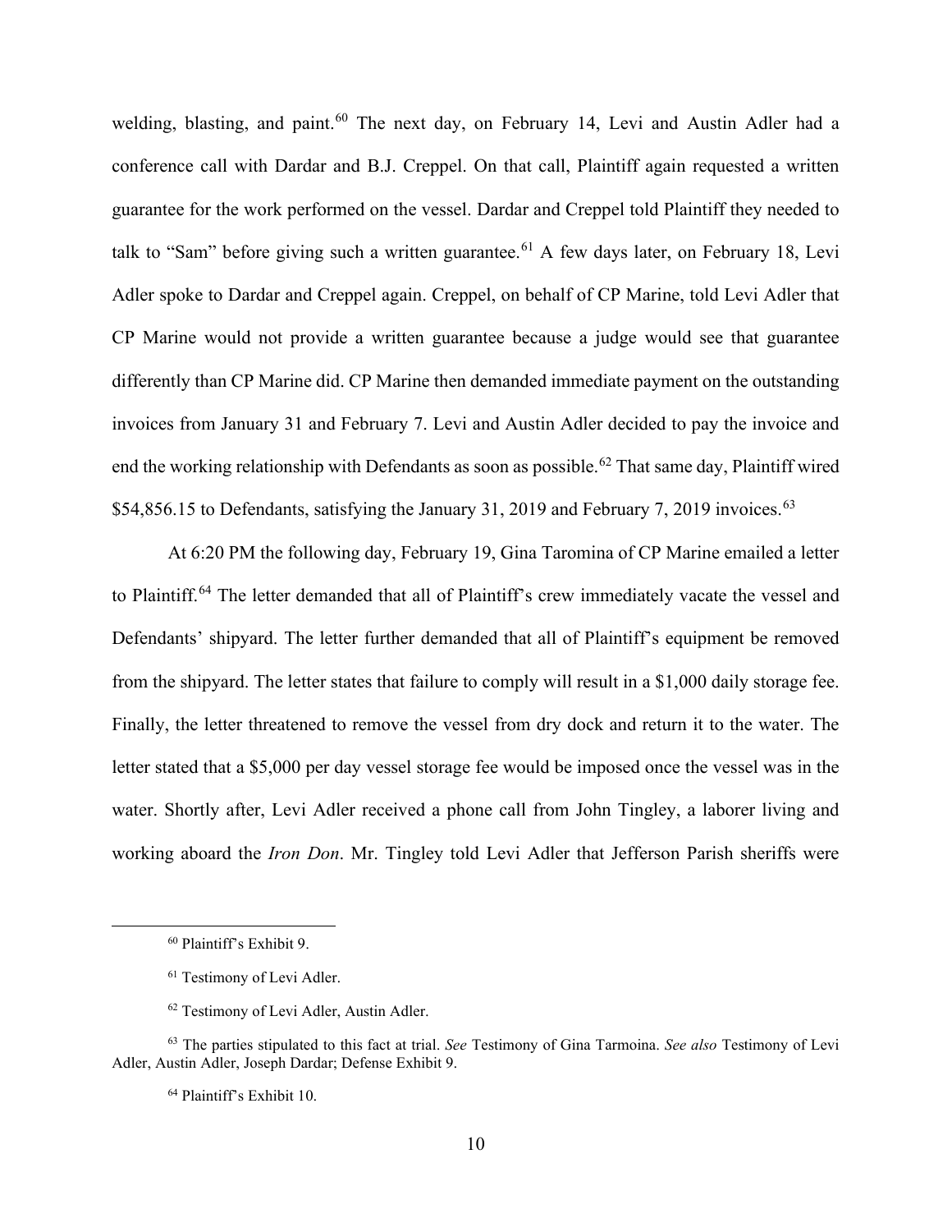welding, blasting, and paint.[60] The next day, on February 14, Levi and Austin Adler had a conference call with Dardar and B.J. Creppel. On that call, Plaintiff again requested a written guarantee for the work performed on the vessel. Dardar and Creppel told Plaintiff they needed to talk to "Sam" before giving such a written guarantee.[61] A few days later, on February 18, Levi Adler spoke to Dardar and Creppel again. Creppel, on behalf of CP Marine, told Levi Adler that CP Marine would not provide a written guarantee because a judge would see that guarantee differently than CP Marine did. CP Marine then demanded immediate payment on the outstanding invoices from January 31 and February 7. Levi and Austin Adler decided to pay the invoice and end the working relationship with Defendants as soon as possible.[62] That same day, Plaintiff wired $54,856.15 to Defendants, satisfying the January 31, 2019 and February 7, 2019 invoices.[63]

At 6:20 PM the following day, February 19, Gina Taromina of CP Marine emailed a letter to Plaintiff.[64] The letter demanded that all of Plaintiff's crew immediately vacate the vessel and Defendants' shipyard. The letter further demanded that all of Plaintiff's equipment be removed from the shipyard. The letter states that failure to comply will result in a $1,000 daily storage fee. Finally, the letter threatened to remove the vessel from dry dock and return it to the water. The letter stated that a $5,000 per day vessel storage fee would be imposed once the vessel was in the water. Shortly after, Levi Adler received a phone call from John Tingley, a laborer living and working aboard the *Iron Don*. Mr. Tingley told Levi Adler that Jefferson Parish sheriffs were

---

[60] Plaintiff's Exhibit 9.

[61] Testimony of Levi Adler.

[62] Testimony of Levi Adler, Austin Adler.

[63] The parties stipulated to this fact at trial. *See* Testimony of Gina Tarmoina. *See also* Testimony of Levi Adler, Austin Adler, Joseph Dardar; Defense Exhibit 9.

[64] Plaintiff's Exhibit 10.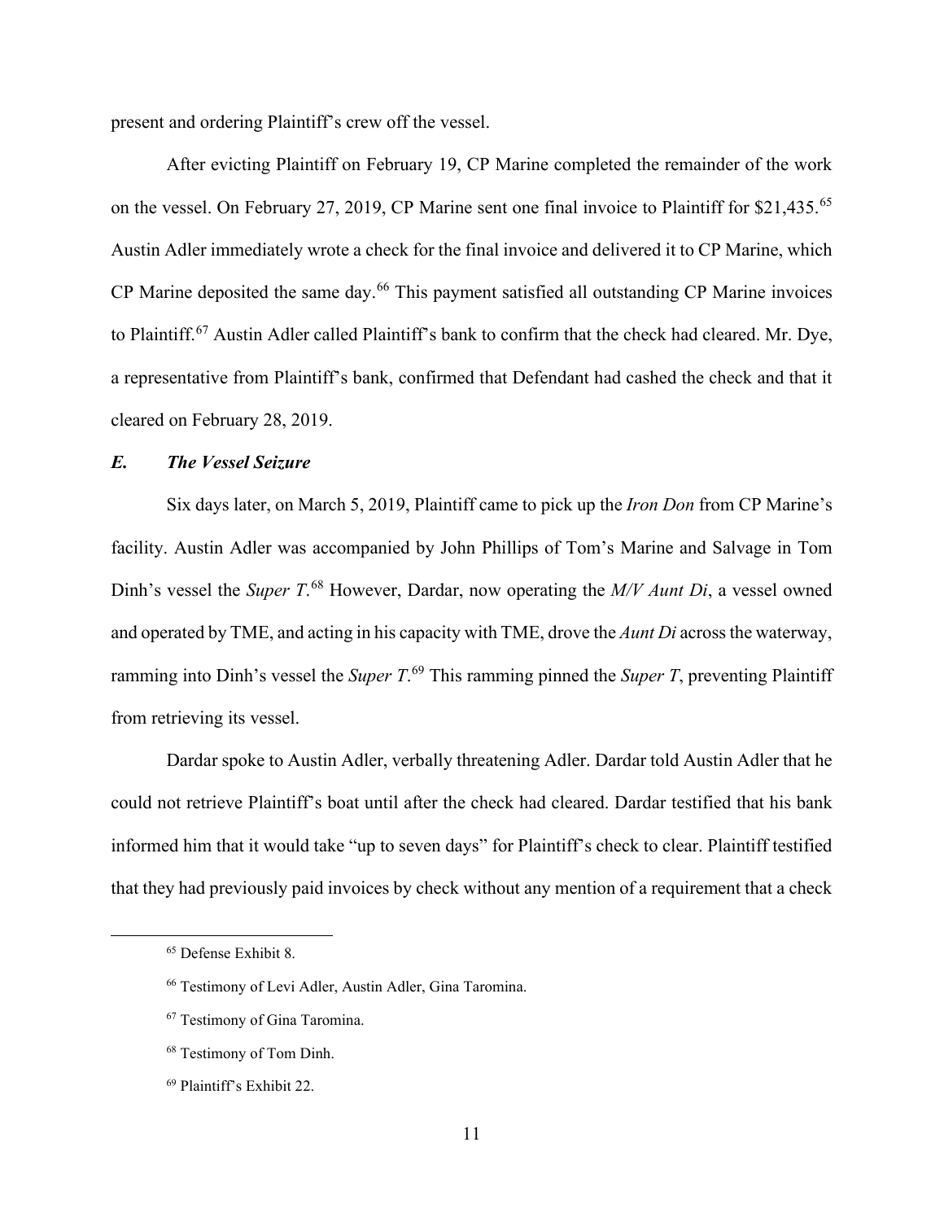present and ordering Plaintiff's crew off the vessel.

After evicting Plaintiff on February 19, CP Marine completed the remainder of the work on the vessel. On February 27, 2019, CP Marine sent one final invoice to Plaintiff for $21,435.[65] Austin Adler immediately wrote a check for the final invoice and delivered it to CP Marine, which CP Marine deposited the same day.[66] This payment satisfied all outstanding CP Marine invoices to Plaintiff.[67] Austin Adler called Plaintiff's bank to confirm that the check had cleared. Mr. Dye, a representative from Plaintiff's bank, confirmed that Defendant had cashed the check and that it cleared on February 28, 2019.

### *E. The Vessel Seizure*

Six days later, on March 5, 2019, Plaintiff came to pick up the *Iron Don* from CP Marine's facility. Austin Adler was accompanied by John Phillips of Tom's Marine and Salvage in Tom Dinh's vessel the *Super T*.[68] However, Dardar, now operating the *M/V Aunt Di*, a vessel owned and operated by TME, and acting in his capacity with TME, drove the *Aunt Di* across the waterway, ramming into Dinh's vessel the *Super T*.[69] This ramming pinned the *Super T*, preventing Plaintiff from retrieving its vessel.

Dardar spoke to Austin Adler, verbally threatening Adler. Dardar told Austin Adler that he could not retrieve Plaintiff's boat until after the check had cleared. Dardar testified that his bank informed him that it would take "up to seven days" for Plaintiff's check to clear. Plaintiff testified that they had previously paid invoices by check without any mention of a requirement that a check

---

[65] Defense Exhibit 8.

[66] Testimony of Levi Adler, Austin Adler, Gina Taromina.

[67] Testimony of Gina Taromina.

[68] Testimony of Tom Dinh.

[69] Plaintiff's Exhibit 22.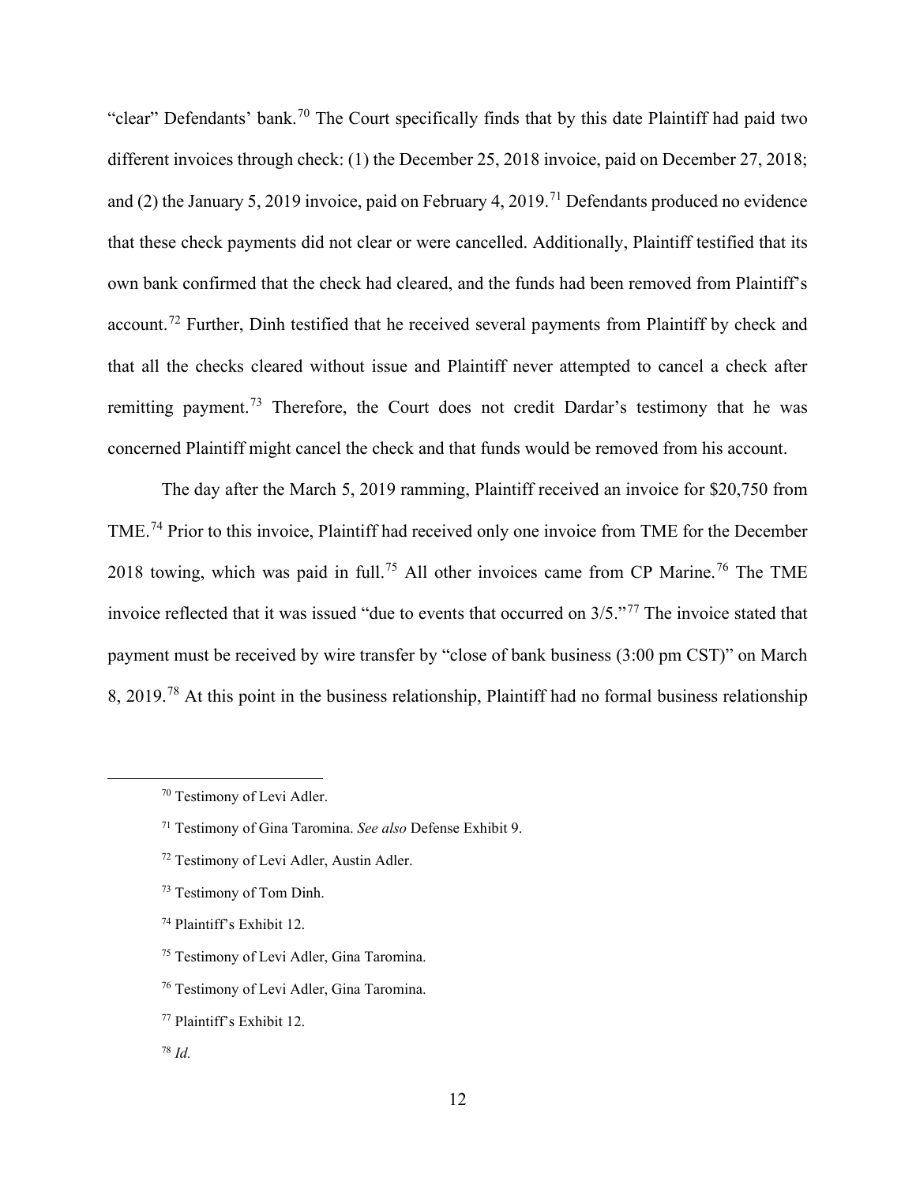"clear" Defendants' bank.[70] The Court specifically finds that by this date Plaintiff had paid two different invoices through check: (1) the December 25, 2018 invoice, paid on December 27, 2018; and (2) the January 5, 2019 invoice, paid on February 4, 2019.[71] Defendants produced no evidence that these check payments did not clear or were cancelled. Additionally, Plaintiff testified that its own bank confirmed that the check had cleared, and the funds had been removed from Plaintiff's account.[72] Further, Dinh testified that he received several payments from Plaintiff by check and that all the checks cleared without issue and Plaintiff never attempted to cancel a check after remitting payment.[73] Therefore, the Court does not credit Dardar's testimony that he was concerned Plaintiff might cancel the check and that funds would be removed from his account.

The day after the March 5, 2019 ramming, Plaintiff received an invoice for $20,750 from TME.[74] Prior to this invoice, Plaintiff had received only one invoice from TME for the December 2018 towing, which was paid in full.[75] All other invoices came from CP Marine.[76] The TME invoice reflected that it was issued "due to events that occurred on 3/5."[77] The invoice stated that payment must be received by wire transfer by "close of bank business (3:00 pm CST)" on March 8, 2019.[78] At this point in the business relationship, Plaintiff had no formal business relationship

[70] Testimony of Levi Adler.

[71] Testimony of Gina Taromina. *See also* Defense Exhibit 9.

[72] Testimony of Levi Adler, Austin Adler.

[73] Testimony of Tom Dinh.

[74] Plaintiff's Exhibit 12.

[75] Testimony of Levi Adler, Gina Taromina.

[76] Testimony of Levi Adler, Gina Taromina.

[77] Plaintiff's Exhibit 12.

[78] *Id.*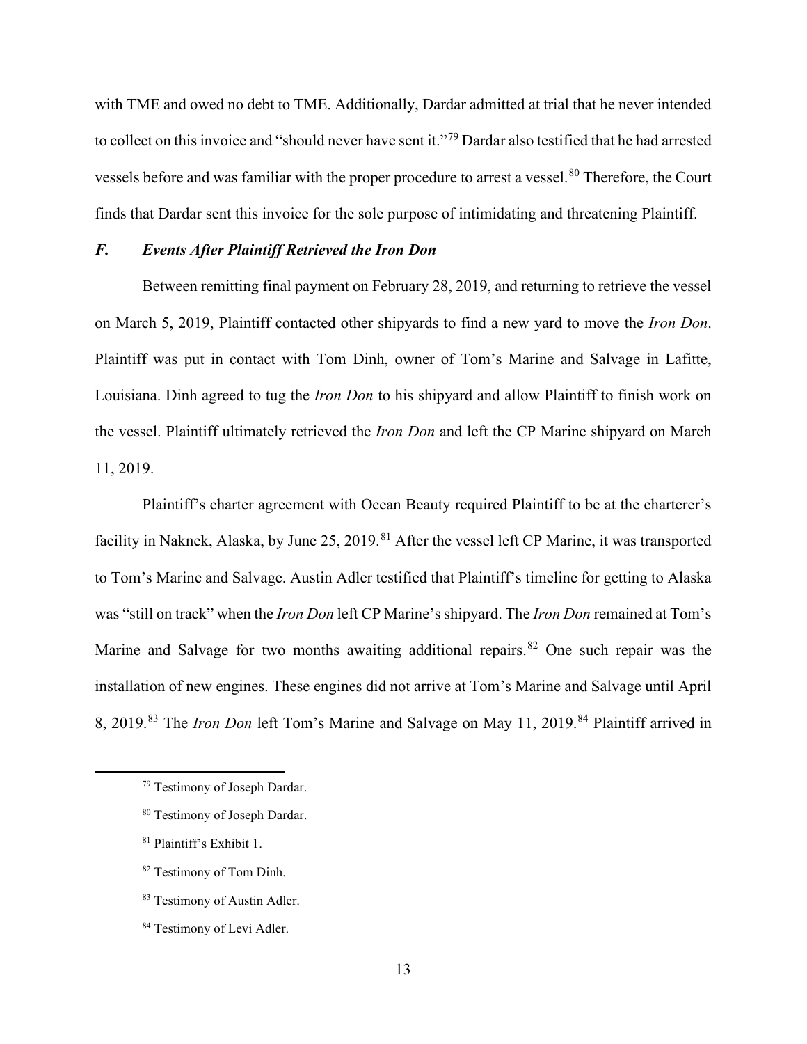with TME and owed no debt to TME. Additionally, Dardar admitted at trial that he never intended to collect on this invoice and "should never have sent it."[79] Dardar also testified that he had arrested vessels before and was familiar with the proper procedure to arrest a vessel.[80] Therefore, the Court finds that Dardar sent this invoice for the sole purpose of intimidating and threatening Plaintiff.

### *F. Events After Plaintiff Retrieved the Iron Don*

Between remitting final payment on February 28, 2019, and returning to retrieve the vessel on March 5, 2019, Plaintiff contacted other shipyards to find a new yard to move the *Iron Don*. Plaintiff was put in contact with Tom Dinh, owner of Tom's Marine and Salvage in Lafitte, Louisiana. Dinh agreed to tug the *Iron Don* to his shipyard and allow Plaintiff to finish work on the vessel. Plaintiff ultimately retrieved the *Iron Don* and left the CP Marine shipyard on March 11, 2019.

Plaintiff's charter agreement with Ocean Beauty required Plaintiff to be at the charterer's facility in Naknek, Alaska, by June 25, 2019.[81] After the vessel left CP Marine, it was transported to Tom's Marine and Salvage. Austin Adler testified that Plaintiff's timeline for getting to Alaska was "still on track" when the *Iron Don* left CP Marine's shipyard. The *Iron Don* remained at Tom's Marine and Salvage for two months awaiting additional repairs.[82] One such repair was the installation of new engines. These engines did not arrive at Tom's Marine and Salvage until April 8, 2019.[83] The *Iron Don* left Tom's Marine and Salvage on May 11, 2019.[84] Plaintiff arrived in

[79] Testimony of Joseph Dardar.

[80] Testimony of Joseph Dardar.

[81] Plaintiff's Exhibit 1.

[82] Testimony of Tom Dinh.

[83] Testimony of Austin Adler.

[84] Testimony of Levi Adler.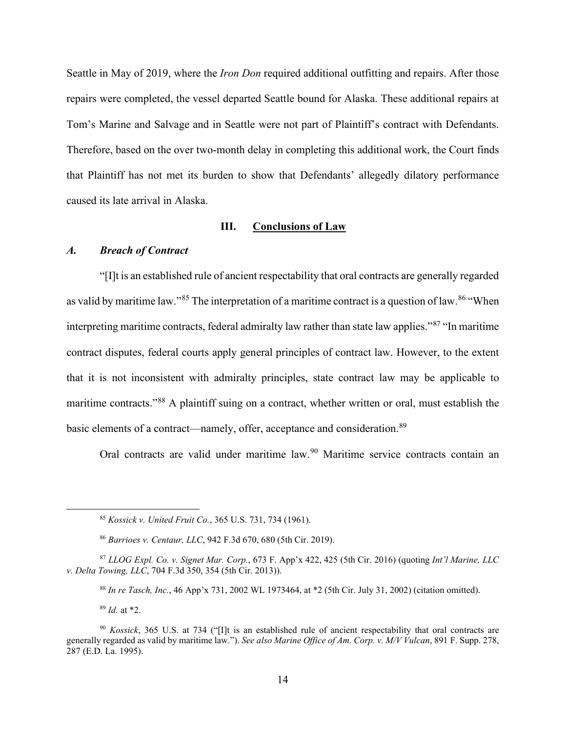Seattle in May of 2019, where the *Iron Don* required additional outfitting and repairs. After those repairs were completed, the vessel departed Seattle bound for Alaska. These additional repairs at Tom's Marine and Salvage and in Seattle were not part of Plaintiff's contract with Defendants. Therefore, based on the over two-month delay in completing this additional work, the Court finds that Plaintiff has not met its burden to show that Defendants' allegedly dilatory performance caused its late arrival in Alaska.

## III. Conclusions of Law

### *A. Breach of Contract*

"[I]t is an established rule of ancient respectability that oral contracts are generally regarded as valid by maritime law."[85] The interpretation of a maritime contract is a question of law.[86] "When interpreting maritime contracts, federal admiralty law rather than state law applies."[87] "In maritime contract disputes, federal courts apply general principles of contract law. However, to the extent that it is not inconsistent with admiralty principles, state contract law may be applicable to maritime contracts."[88] A plaintiff suing on a contract, whether written or oral, must establish the basic elements of a contract—namely, offer, acceptance and consideration.[89]

Oral contracts are valid under maritime law.[90] Maritime service contracts contain an

---

[85] *Kossick v. United Fruit Co.*, 365 U.S. 731, 734 (1961).

[86] *Barrioes v. Centaur, LLC*, 942 F.3d 670, 680 (5th Cir. 2019).

[87] *LLOG Expl. Co. v. Signet Mar. Corp.*, 673 F. App'x 422, 425 (5th Cir. 2016) (quoting *Int'l Marine, LLC v. Delta Towing, LLC*, 704 F.3d 350, 354 (5th Cir. 2013)).

[88] *In re Tasch, Inc.*, 46 App'x 731, 2002 WL 1973464, at *2 (5th Cir. July 31, 2002) (citation omitted).

[89] *Id.* at *2.

[90] *Kossick*, 365 U.S. at 734 ("[I]t is an established rule of ancient respectability that oral contracts are generally regarded as valid by maritime law."). *See also Marine Office of Am. Corp. v. M/V Vulcan*, 891 F. Supp. 278, 287 (E.D. La. 1995).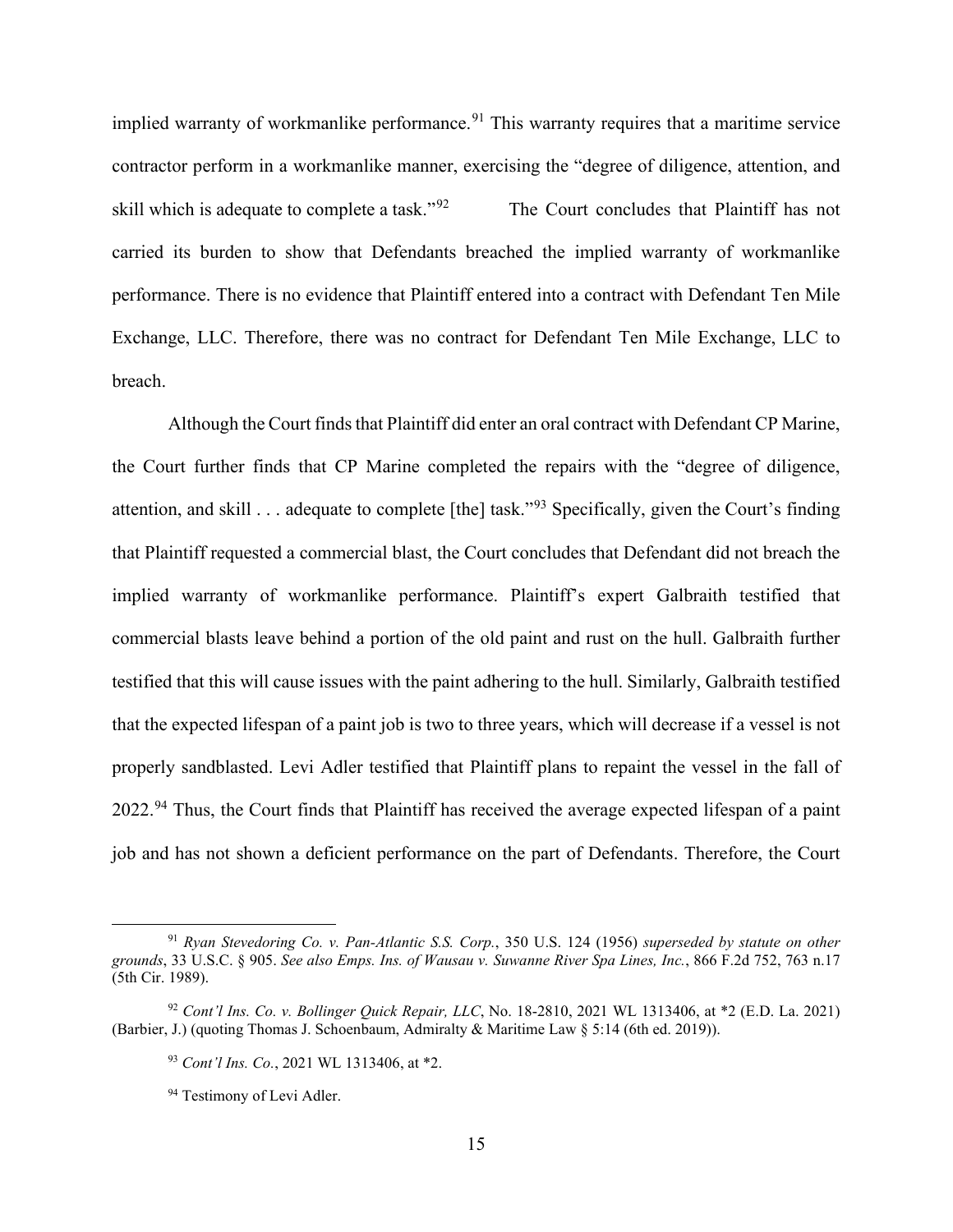implied warranty of workmanlike performance.[91] This warranty requires that a maritime service contractor perform in a workmanlike manner, exercising the "degree of diligence, attention, and skill which is adequate to complete a task."[92] The Court concludes that Plaintiff has not carried its burden to show that Defendants breached the implied warranty of workmanlike performance. There is no evidence that Plaintiff entered into a contract with Defendant Ten Mile Exchange, LLC. Therefore, there was no contract for Defendant Ten Mile Exchange, LLC to breach.

Although the Court finds that Plaintiff did enter an oral contract with Defendant CP Marine, the Court further finds that CP Marine completed the repairs with the "degree of diligence, attention, and skill . . . adequate to complete [the] task."[93] Specifically, given the Court's finding that Plaintiff requested a commercial blast, the Court concludes that Defendant did not breach the implied warranty of workmanlike performance. Plaintiff's expert Galbraith testified that commercial blasts leave behind a portion of the old paint and rust on the hull. Galbraith further testified that this will cause issues with the paint adhering to the hull. Similarly, Galbraith testified that the expected lifespan of a paint job is two to three years, which will decrease if a vessel is not properly sandblasted. Levi Adler testified that Plaintiff plans to repaint the vessel in the fall of 2022.[94] Thus, the Court finds that Plaintiff has received the average expected lifespan of a paint job and has not shown a deficient performance on the part of Defendants. Therefore, the Court

---

[91] *Ryan Stevedoring Co. v. Pan-Atlantic S.S. Corp.*, 350 U.S. 124 (1956) *superseded by statute on other grounds*, 33 U.S.C. § 905. *See also Emps. Ins. of Wausau v. Suwanne River Spa Lines, Inc.*, 866 F.2d 752, 763 n.17 (5th Cir. 1989).

[92] *Cont'l Ins. Co. v. Bollinger Quick Repair, LLC*, No. 18-2810, 2021 WL 1313406, at *2 (E.D. La. 2021) (Barbier, J.) (quoting Thomas J. Schoenbaum, Admiralty & Maritime Law § 5:14 (6th ed. 2019)).

[93] *Cont'l Ins. Co.*, 2021 WL 1313406, at *2.

[94] Testimony of Levi Adler.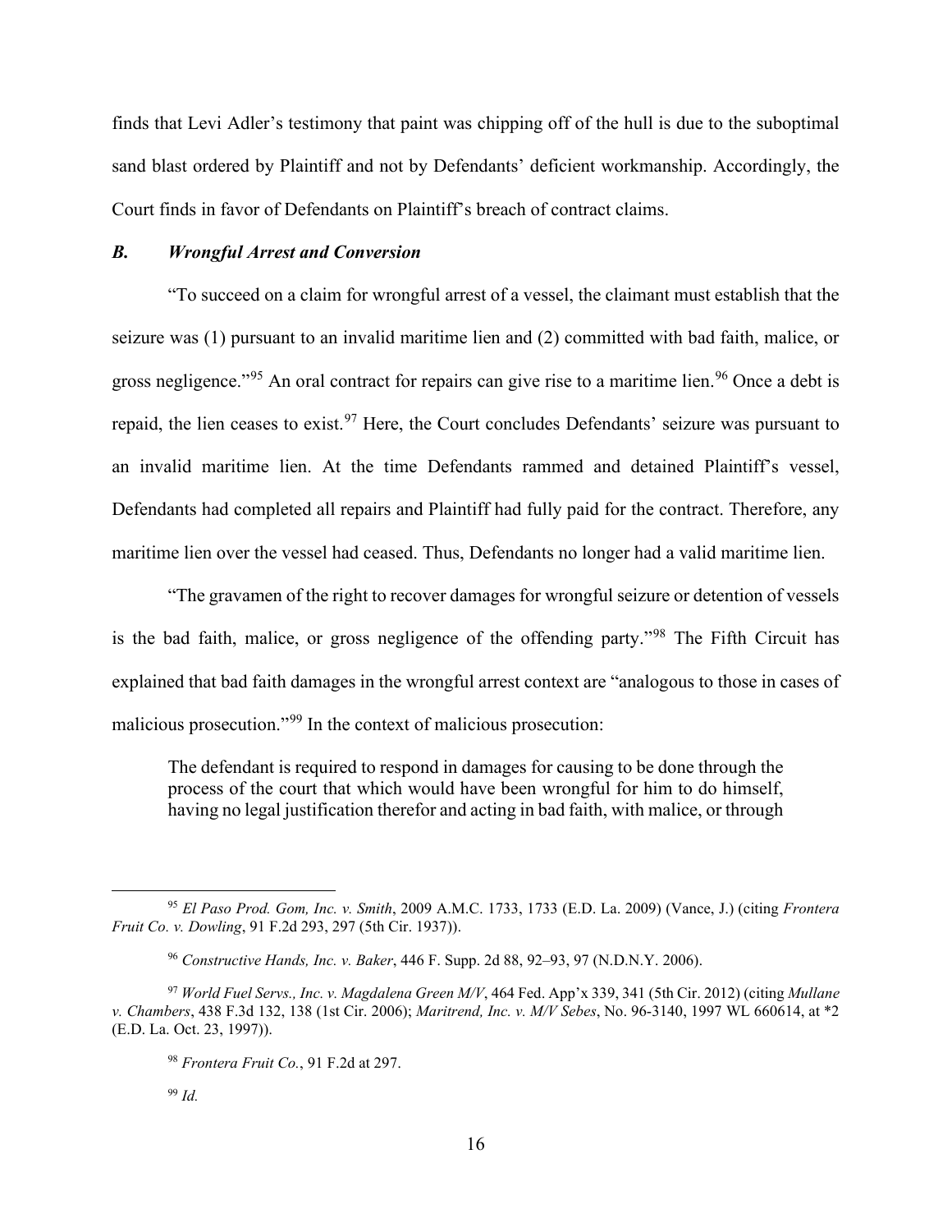finds that Levi Adler's testimony that paint was chipping off of the hull is due to the suboptimal sand blast ordered by Plaintiff and not by Defendants' deficient workmanship. Accordingly, the Court finds in favor of Defendants on Plaintiff's breach of contract claims.

### *B. Wrongful Arrest and Conversion*

"To succeed on a claim for wrongful arrest of a vessel, the claimant must establish that the seizure was (1) pursuant to an invalid maritime lien and (2) committed with bad faith, malice, or gross negligence."[95] An oral contract for repairs can give rise to a maritime lien.[96] Once a debt is repaid, the lien ceases to exist.[97] Here, the Court concludes Defendants' seizure was pursuant to an invalid maritime lien. At the time Defendants rammed and detained Plaintiff's vessel, Defendants had completed all repairs and Plaintiff had fully paid for the contract. Therefore, any maritime lien over the vessel had ceased. Thus, Defendants no longer had a valid maritime lien.

"The gravamen of the right to recover damages for wrongful seizure or detention of vessels is the bad faith, malice, or gross negligence of the offending party."[98] The Fifth Circuit has explained that bad faith damages in the wrongful arrest context are "analogous to those in cases of malicious prosecution."[99] In the context of malicious prosecution:

> The defendant is required to respond in damages for causing to be done through the process of the court that which would have been wrongful for him to do himself, having no legal justification therefor and acting in bad faith, with malice, or through

---

[95] *El Paso Prod. Gom, Inc. v. Smith*, 2009 A.M.C. 1733, 1733 (E.D. La. 2009) (Vance, J.) (citing *Frontera Fruit Co. v. Dowling*, 91 F.2d 293, 297 (5th Cir. 1937)).

[96] *Constructive Hands, Inc. v. Baker*, 446 F. Supp. 2d 88, 92–93, 97 (N.D.N.Y. 2006).

[97] *World Fuel Servs., Inc. v. Magdalena Green M/V*, 464 Fed. App'x 339, 341 (5th Cir. 2012) (citing *Mullane v. Chambers*, 438 F.3d 132, 138 (1st Cir. 2006); *Maritrend, Inc. v. M/V Sebes*, No. 96-3140, 1997 WL 660614, at *2 (E.D. La. Oct. 23, 1997)).

[98] *Frontera Fruit Co.*, 91 F.2d at 297.

[99] *Id.*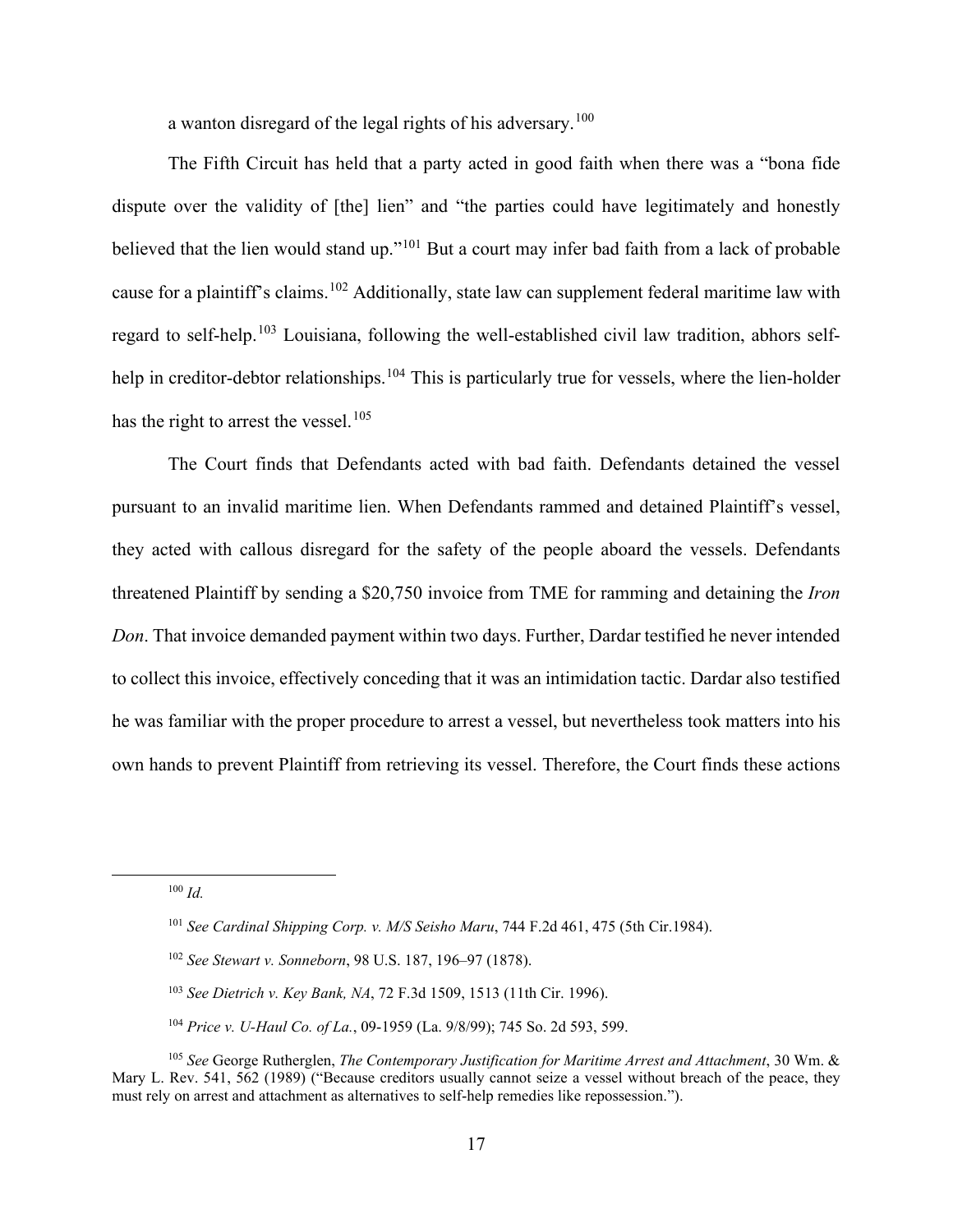a wanton disregard of the legal rights of his adversary.[100]

The Fifth Circuit has held that a party acted in good faith when there was a "bona fide dispute over the validity of [the] lien" and "the parties could have legitimately and honestly believed that the lien would stand up."[101] But a court may infer bad faith from a lack of probable cause for a plaintiff's claims.[102] Additionally, state law can supplement federal maritime law with regard to self-help.[103] Louisiana, following the well-established civil law tradition, abhors self-help in creditor-debtor relationships.[104] This is particularly true for vessels, where the lien-holder has the right to arrest the vessel.[105]

The Court finds that Defendants acted with bad faith. Defendants detained the vessel pursuant to an invalid maritime lien. When Defendants rammed and detained Plaintiff's vessel, they acted with callous disregard for the safety of the people aboard the vessels. Defendants threatened Plaintiff by sending a $20,750 invoice from TME for ramming and detaining the *Iron Don*. That invoice demanded payment within two days. Further, Dardar testified he never intended to collect this invoice, effectively conceding that it was an intimidation tactic. Dardar also testified he was familiar with the proper procedure to arrest a vessel, but nevertheless took matters into his own hands to prevent Plaintiff from retrieving its vessel. Therefore, the Court finds these actions

---

[100] *Id.*

[101] *See Cardinal Shipping Corp. v. M/S Seisho Maru*, 744 F.2d 461, 475 (5th Cir.1984).

[102] *See Stewart v. Sonneborn*, 98 U.S. 187, 196–97 (1878).

[103] *See Dietrich v. Key Bank, NA*, 72 F.3d 1509, 1513 (11th Cir. 1996).

[104] *Price v. U-Haul Co. of La.*, 09-1959 (La. 9/8/99); 745 So. 2d 593, 599.

[105] *See* George Rutherglen, *The Contemporary Justification for Maritime Arrest and Attachment*, 30 Wm. & Mary L. Rev. 541, 562 (1989) ("Because creditors usually cannot seize a vessel without breach of the peace, they must rely on arrest and attachment as alternatives to self-help remedies like repossession.").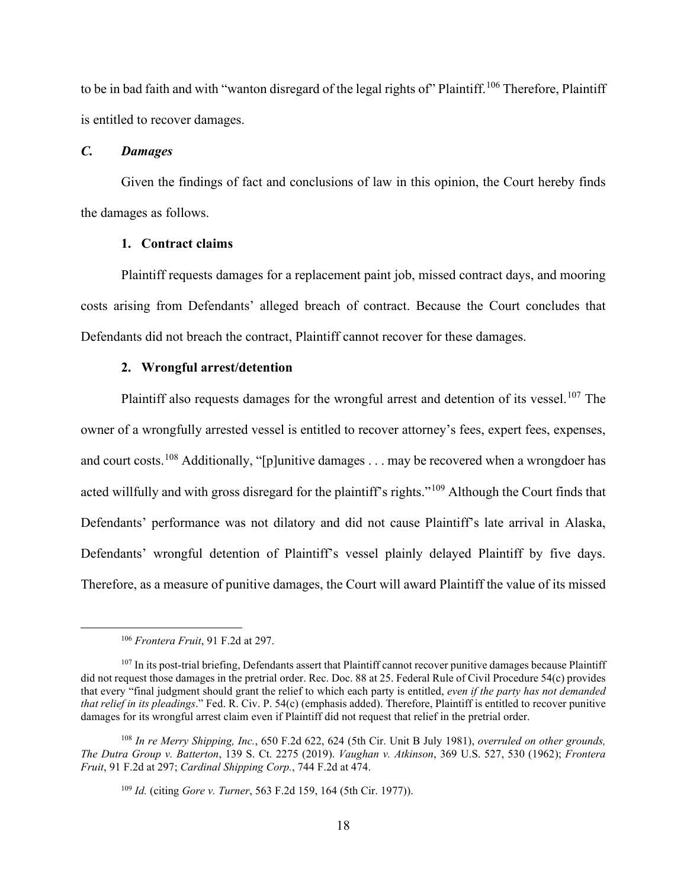to be in bad faith and with "wanton disregard of the legal rights of" Plaintiff.[106] Therefore, Plaintiff is entitled to recover damages.

### *C. Damages*

Given the findings of fact and conclusions of law in this opinion, the Court hereby finds the damages as follows.

#### 1. Contract claims

Plaintiff requests damages for a replacement paint job, missed contract days, and mooring costs arising from Defendants' alleged breach of contract. Because the Court concludes that Defendants did not breach the contract, Plaintiff cannot recover for these damages.

#### 2. Wrongful arrest/detention

Plaintiff also requests damages for the wrongful arrest and detention of its vessel.[107] The owner of a wrongfully arrested vessel is entitled to recover attorney's fees, expert fees, expenses, and court costs.[108] Additionally, "[p]unitive damages . . . may be recovered when a wrongdoer has acted willfully and with gross disregard for the plaintiff's rights."[109] Although the Court finds that Defendants' performance was not dilatory and did not cause Plaintiff's late arrival in Alaska, Defendants' wrongful detention of Plaintiff's vessel plainly delayed Plaintiff by five days. Therefore, as a measure of punitive damages, the Court will award Plaintiff the value of its missed

---

[106] *Frontera Fruit*, 91 F.2d at 297.

[107] In its post-trial briefing, Defendants assert that Plaintiff cannot recover punitive damages because Plaintiff did not request those damages in the pretrial order. Rec. Doc. 88 at 25. Federal Rule of Civil Procedure 54(c) provides that every "final judgment should grant the relief to which each party is entitled, *even if the party has not demanded that relief in its pleadings*." Fed. R. Civ. P. 54(c) (emphasis added). Therefore, Plaintiff is entitled to recover punitive damages for its wrongful arrest claim even if Plaintiff did not request that relief in the pretrial order.

[108] *In re Merry Shipping, Inc.*, 650 F.2d 622, 624 (5th Cir. Unit B July 1981), *overruled on other grounds, The Dutra Group v. Batterton*, 139 S. Ct. 2275 (2019). *Vaughan v. Atkinson*, 369 U.S. 527, 530 (1962); *Frontera Fruit*, 91 F.2d at 297; *Cardinal Shipping Corp.*, 744 F.2d at 474.

[109] *Id.* (citing *Gore v. Turner*, 563 F.2d 159, 164 (5th Cir. 1977)).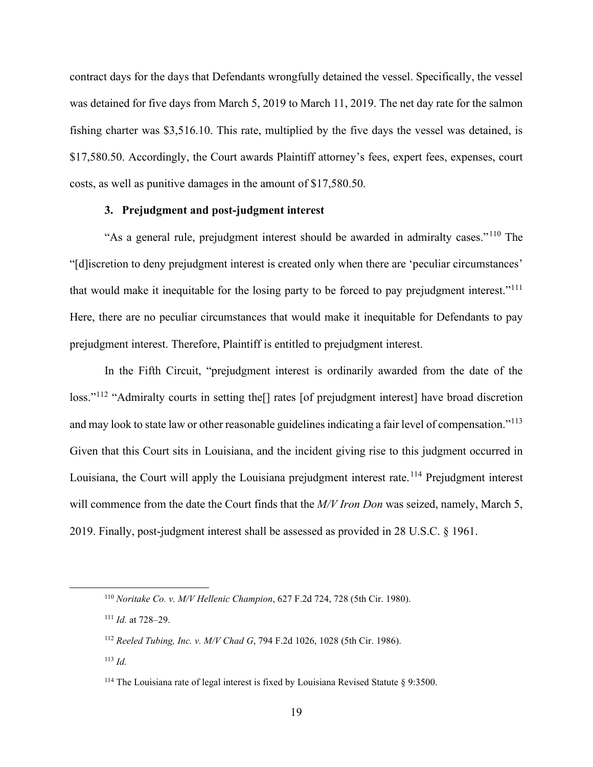contract days for the days that Defendants wrongfully detained the vessel. Specifically, the vessel was detained for five days from March 5, 2019 to March 11, 2019. The net day rate for the salmon fishing charter was $3,516.10. This rate, multiplied by the five days the vessel was detained, is $17,580.50. Accordingly, the Court awards Plaintiff attorney's fees, expert fees, expenses, court costs, as well as punitive damages in the amount of $17,580.50.

### 3. Prejudgment and post-judgment interest

"As a general rule, prejudgment interest should be awarded in admiralty cases."[110] The "[d]iscretion to deny prejudgment interest is created only when there are 'peculiar circumstances' that would make it inequitable for the losing party to be forced to pay prejudgment interest."[111] Here, there are no peculiar circumstances that would make it inequitable for Defendants to pay prejudgment interest. Therefore, Plaintiff is entitled to prejudgment interest.

In the Fifth Circuit, "prejudgment interest is ordinarily awarded from the date of the loss."[112] "Admiralty courts in setting the[] rates [of prejudgment interest] have broad discretion and may look to state law or other reasonable guidelines indicating a fair level of compensation."[113] Given that this Court sits in Louisiana, and the incident giving rise to this judgment occurred in Louisiana, the Court will apply the Louisiana prejudgment interest rate.[114] Prejudgment interest will commence from the date the Court finds that the *M/V Iron Don* was seized, namely, March 5, 2019. Finally, post-judgment interest shall be assessed as provided in 28 U.S.C. § 1961.

---

[110] *Noritake Co. v. M/V Hellenic Champion*, 627 F.2d 724, 728 (5th Cir. 1980).

[111] *Id.* at 728–29.

[112] *Reeled Tubing, Inc. v. M/V Chad G*, 794 F.2d 1026, 1028 (5th Cir. 1986).

[113] *Id.*

[114] The Louisiana rate of legal interest is fixed by Louisiana Revised Statute § 9:3500.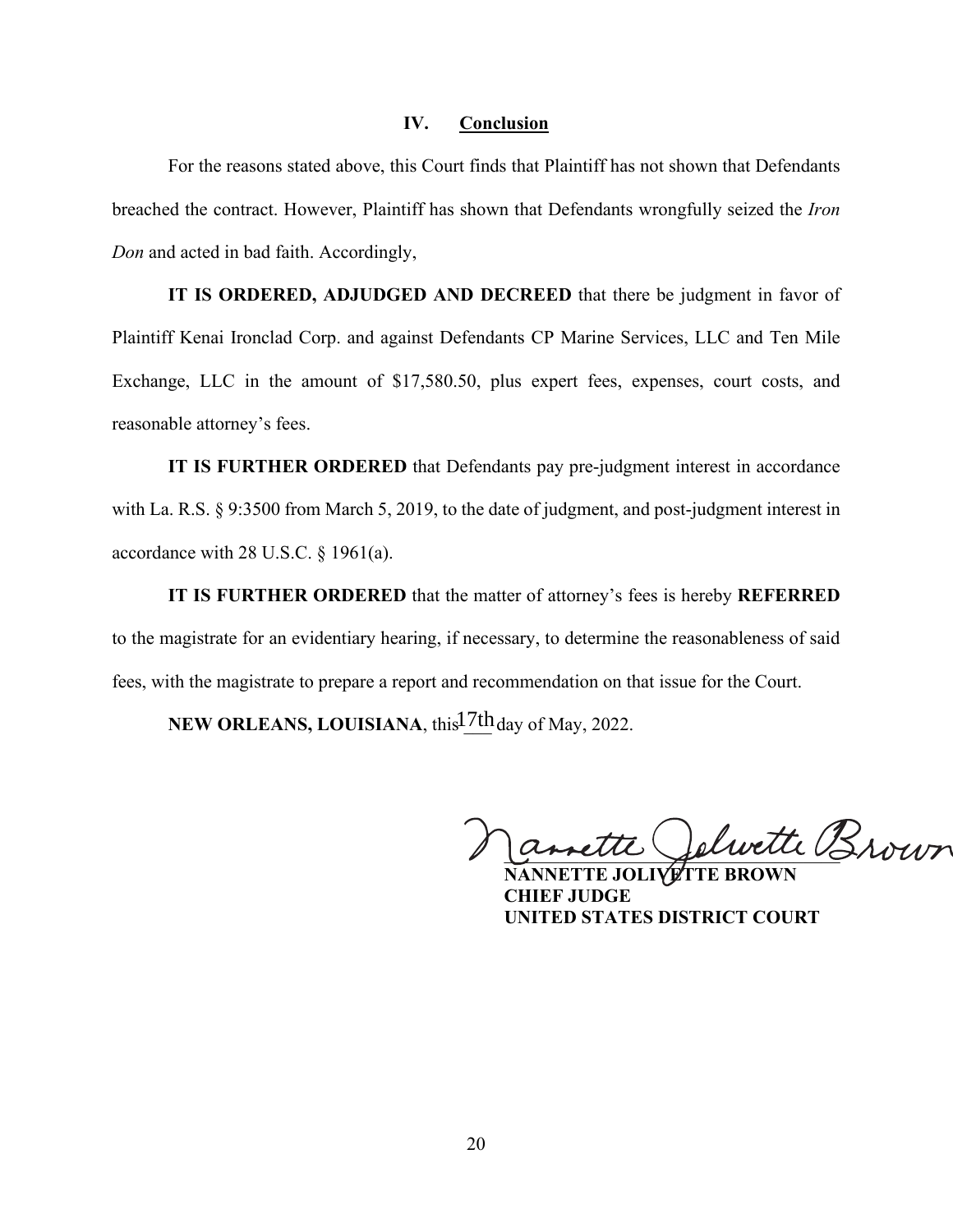## IV. Conclusion

For the reasons stated above, this Court finds that Plaintiff has not shown that Defendants breached the contract. However, Plaintiff has shown that Defendants wrongfully seized the *Iron Don* and acted in bad faith. Accordingly,

**IT IS ORDERED, ADJUDGED AND DECREED** that there be judgment in favor of Plaintiff Kenai Ironclad Corp. and against Defendants CP Marine Services, LLC and Ten Mile Exchange, LLC in the amount of $17,580.50, plus expert fees, expenses, court costs, and reasonable attorney's fees.

**IT IS FURTHER ORDERED** that Defendants pay pre-judgment interest in accordance with La. R.S. § 9:3500 from March 5, 2019, to the date of judgment, and post-judgment interest in accordance with 28 U.S.C. § 1961(a).

**IT IS FURTHER ORDERED** that the matter of attorney's fees is hereby **REFERRED** to the magistrate for an evidentiary hearing, if necessary, to determine the reasonableness of said fees, with the magistrate to prepare a report and recommendation on that issue for the Court.

**NEW ORLEANS, LOUISIANA**, this 17th day of May, 2022.

Nannette Jolivette Brown

**NANNETTE JOLIVETTE BROWN**
**CHIEF JUDGE**
**UNITED STATES DISTRICT COURT**